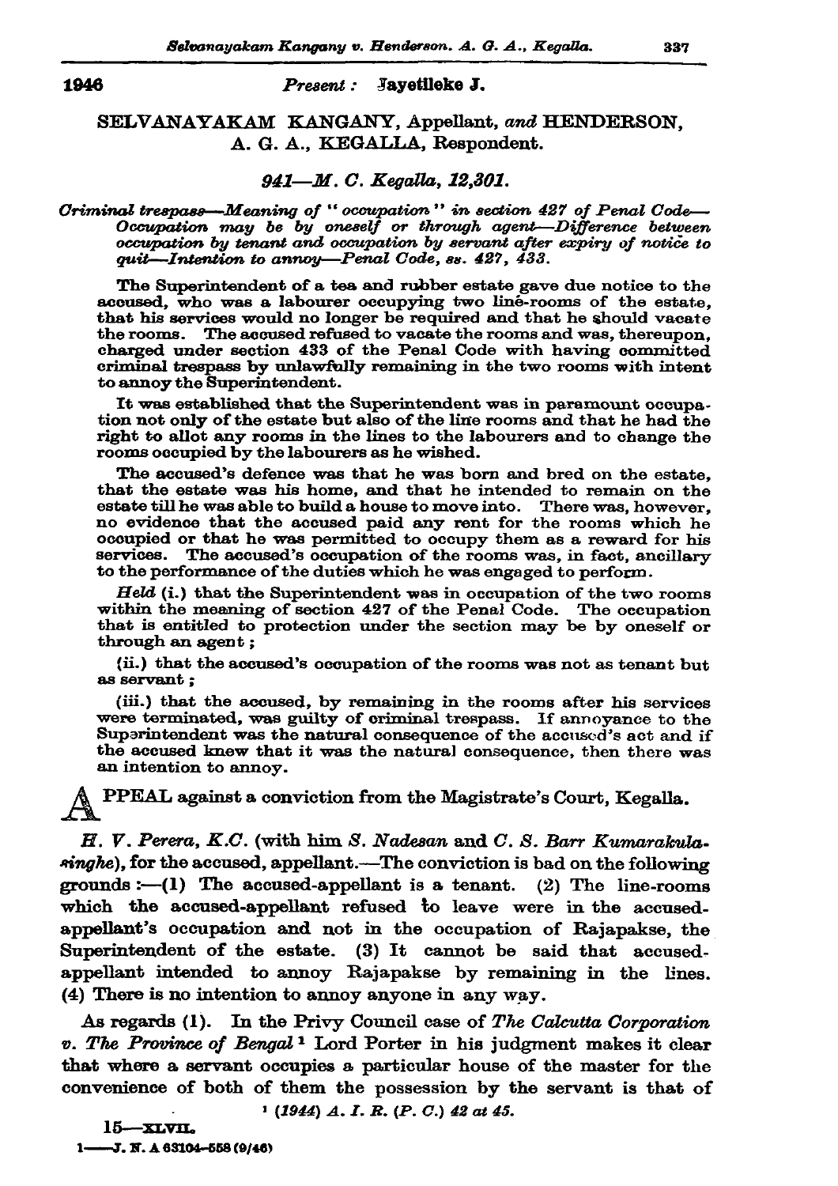1946

*Present:* **Jayetileke J.**

# SELVANAYAKAM KANGANY, Appellant, *and* HENDERSON, A. G. A., KEGALLA, Respondent.

## *941—M. C. Kegalla, 12,301.*

*Criminal trespass—Meaning of "occupation" in section 427 of Penal Code—Occupation may be by oneself or through agent—Difference between occupation by tenant and occupation by servant after expiry of notice to quit—Intention to annoy—Penal Code, ss. 427, 433.*

The Superintendent of a tea and rubber estate gave due notice to the accused, who was a labourer occupying two line-rooms of the estate, that his services would no longer be required and that he should vacate the rooms. The accused refused to vacate the rooms and was, thereupon, charged under section 433 of the Penal Code with having committed criminal trespass by unlawfully remaining in the two rooms with intent to annoy the Superintendent.

It was established that the Superintendent was in paramount occupation not only of the estate but also of the line rooms and that he had the right to allot any rooms in the lines to the labourers and to change the rooms occupied by the labourers as he wished.

The accused's defence was that he was born and bred on the estate, that the estate was his home, and that he intended to remain on the estate till he was able to build a house to move into. There was, however, no evidence that the accused paid any rent for the rooms which he occupied or that he was permitted to occupy them as a reward for his services. The accused's occupation of the rooms was, in fact, ancillary to the performance of the duties which he was engaged to perform.

*Held* (i.) that the Superintendent was in occupation of the two rooms within the meaning of section 427 of the Penal Code. The occupation that is entitled to protection under the section may be by oneself or through an agent;

(ii.) that the accused's occupation of the rooms was not as tenant but as servant;

(iii.) that the accused, by remaining in the rooms after his services were terminated, was guilty of criminal trespass. If annoyance to the Superintendent was the natural consequence of the accused's act and if the accused knew that it was the natural consequence, then there was an intention to annoy.

APPEAL against a conviction from the Magistrate's Court, Kegalla.

*H. V. Perera, K.C.* (with him *S. Nadesan* and *C. S. Barr Kumarakulasinghe*), for the accused, appellant.—The conviction is bad on the following grounds:—(1) The accused-appellant is a tenant. (2) The line-rooms which the accused-appellant refused to leave were in the accused-appellant's occupation and not in the occupation of Rajapakse, the Superintendent of the estate. (3) It cannot be said that accused-appellant intended to annoy Rajapakse by remaining in the lines. (4) There is no intention to annoy anyone in any way.

As regards (1). In the Privy Council case of *The Calcutta Corporation v. The Province of Bengal* [1] Lord Porter in his judgment makes it clear that where a servant occupies a particular house of the master for the convenience of both of them the possession by the servant is that of

[1] *(1944) A. I. R. (P. C.) 42 at 45.*

15—XLVII.

1——J. N. A 63104-558 (9/46)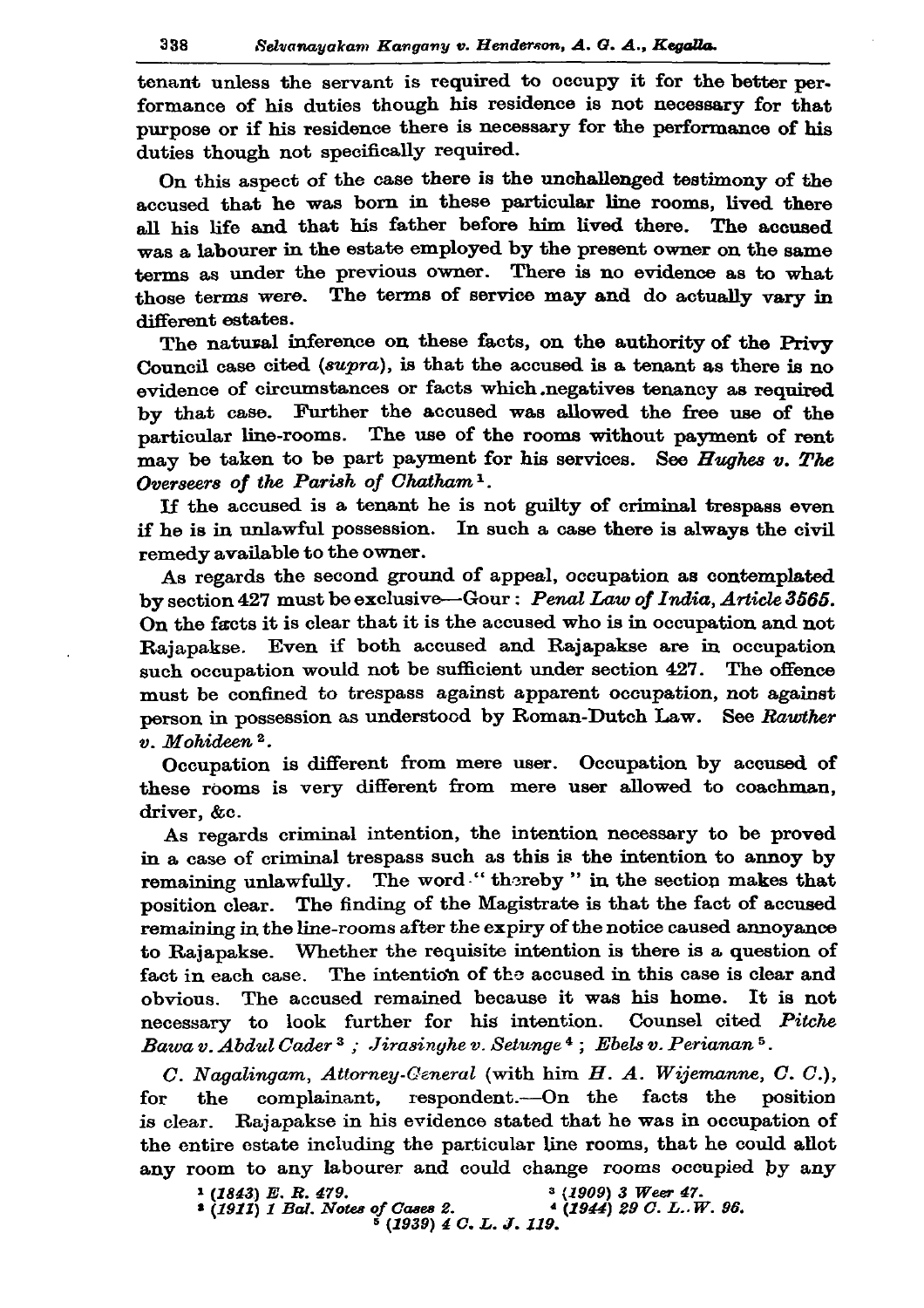tenant unless the servant is required to occupy it for the better performance of his duties though his residence is not necessary for that purpose or if his residence there is necessary for the performance of his duties though not specifically required.

On this aspect of the case there is the unchallenged testimony of the accused that he was born in these particular line rooms, lived there all his life and that his father before him lived there. The accused was a labourer in the estate employed by the present owner on the same terms as under the previous owner. There is no evidence as to what those terms were. The terms of service may and do actually vary in different estates.

The natural inference on these facts, on the authority of the Privy Council case cited (*supra*), is that the accused is a tenant as there is no evidence of circumstances or facts which negatives tenancy as required by that case. Further the accused was allowed the free use of the particular line-rooms. The use of the rooms without payment of rent may be taken to be part payment for his services. See *Hughes v. The Overseers of the Parish of Chatham* [1].

If the accused is a tenant he is not guilty of criminal trespass even if he is in unlawful possession. In such a case there is always the civil remedy available to the owner.

As regards the second ground of appeal, occupation as contemplated by section 427 must be exclusive—Gour: *Penal Law of India, Article 3565*. On the facts it is clear that it is the accused who is in occupation and not Rajapakse. Even if both accused and Rajapakse are in occupation such occupation would not be sufficient under section 427. The offence must be confined to trespass against apparent occupation, not against person in possession as understood by Roman-Dutch Law. See *Rawther v. Mohideen* [2].

Occupation is different from mere user. Occupation by accused of these rooms is very different from mere user allowed to coachman, driver, &c.

As regards criminal intention, the intention necessary to be proved in a case of criminal trespass such as this is the intention to annoy by remaining unlawfully. The word "thereby" in the section makes that position clear. The finding of the Magistrate is that the fact of accused remaining in the line-rooms after the expiry of the notice caused annoyance to Rajapakse. Whether the requisite intention is there is a question of fact in each case. The intention of the accused in this case is clear and obvious. The accused remained because it was his home. It is not necessary to look further for his intention. Counsel cited *Pitche Bawa v. Abdul Cader* [3]; *Jirasinghe v. Setunge* [4]; *Ebels v. Perianan* [5].

*C. Nagalingam, Attorney-General* (with him *H. A. Wijemanne, C. C.*), for the complainant, respondent.—On the facts the position is clear. Rajapakse in his evidence stated that he was in occupation of the entire estate including the particular line rooms, that he could allot any room to any labourer and could change rooms occupied by any

[1] *(1843) E. R. 479.*
[2] *(1911) 1 Bal. Notes of Cases 2.*
[3] *(1909) 3 Weer 47.*
[4] *(1944) 29 C. L. W. 96.*
[5] *(1939) 4 C. L. J. 119.*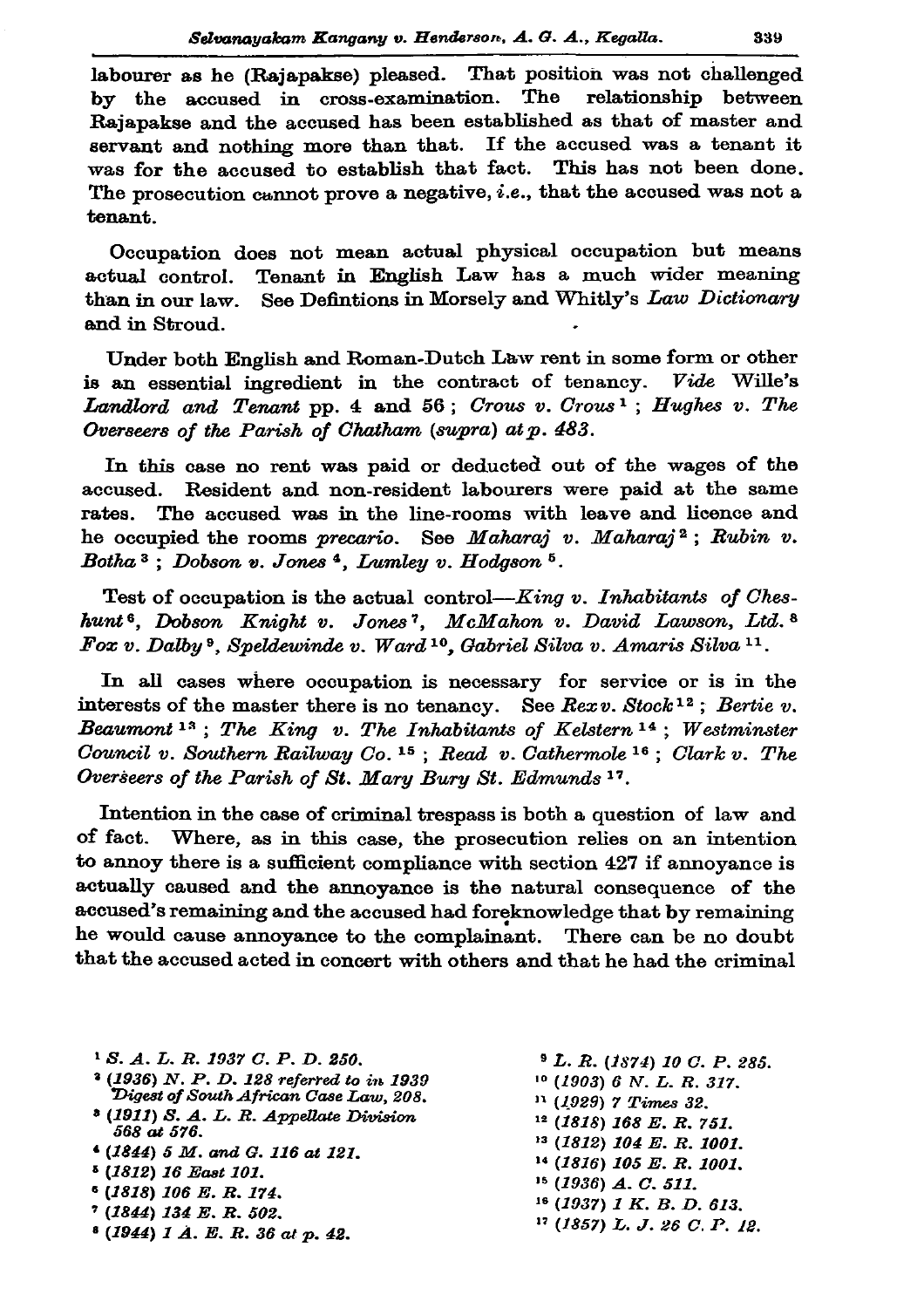labourer as he (Rajapakse) pleased. That position was not challenged by the accused in cross-examination. The relationship between Rajapakse and the accused has been established as that of master and servant and nothing more than that. If the accused was a tenant it was for the accused to establish that fact. This has not been done. The prosecution cannot prove a negative, *i.e.*, that the accused was not a tenant.

Occupation does not mean actual physical occupation but means actual control. Tenant in English Law has a much wider meaning than in our law. See Defintions in Morsely and Whitly's *Law Dictionary* and in Stroud.

Under both English and Roman-Dutch Law rent in some form or other is an essential ingredient in the contract of tenancy. *Vide* Wille's *Landlord and Tenant* pp. 4 and 56 ; *Crous v. Crous*[1] ; *Hughes v. The Overseers of the Parish of Chatham (supra) at p. 483.*

In this case no rent was paid or deducted out of the wages of the accused. Resident and non-resident labourers were paid at the same rates. The accused was in the line-rooms with leave and licence and he occupied the rooms *precario*. See *Maharaj v. Maharaj*[2] ; *Rubin v. Botha*[3] ; *Dobson v. Jones*[4], *Lumley v. Hodgson*[5].

Test of occupation is the actual control—*King v. Inhabitants of Cheshunt*[6], *Dobson Knight v. Jones*[7], *McMahon v. David Lawson, Ltd.*[8] *Fox v. Dalby*[9], *Speldewinde v. Ward*[10], *Gabriel Silva v. Amaris Silva*[11].

In all cases where occupation is necessary for service or is in the interests of the master there is no tenancy. See *Rex v. Stock*[12] ; *Bertie v. Beaumont*[13] ; *The King v. The Inhabitants of Kelstern*[14] ; *Westminster Council v. Southern Railway Co.*[15] ; *Read v. Cathermole*[16] ; *Clark v. The Overseers of the Parish of St. Mary Bury St. Edmunds*[17].

Intention in the case of criminal trespass is both a question of law and of fact. Where, as in this case, the prosecution relies on an intention to annoy there is a sufficient compliance with section 427 if annoyance is actually caused and the annoyance is the natural consequence of the accused's remaining and the accused had foreknowledge that by remaining he would cause annoyance to the complainant. There can be no doubt that the accused acted in concert with others and that he had the criminal

[1] *S. A. L. R. 1937 C. P. D. 250.*

[2] *(1936) N. P. D. 128 referred to in 1939 Digest of South African Case Law, 208.*

[3] *(1911) S. A. L. R. Appellate Division 568 at 576.*

[4] *(1844) 5 M. and G. 116 at 121.*

[5] *(1812) 16 East 101.*

[6] *(1818) 106 E. R. 174.*

[7] *(1844) 134 E. R. 502.*

[8] *(1944) 1 A. E. R. 36 at p. 42.*

[9] *L. R. (1874) 10 C. P. 285.*

[10] *(1903) 6 N. L. R. 317.*

[11] *(1929) 7 Times 32.*

[12] *(1818) 168 E. R. 751.*

[13] *(1812) 104 E. R. 1001.*

[14] *(1816) 105 E. R. 1001.*

[15] *(1936) A. C. 511.*

[16] *(1937) 1 K. B. D. 613.*

[17] *(1857) L. J. 26 C. P. 12.*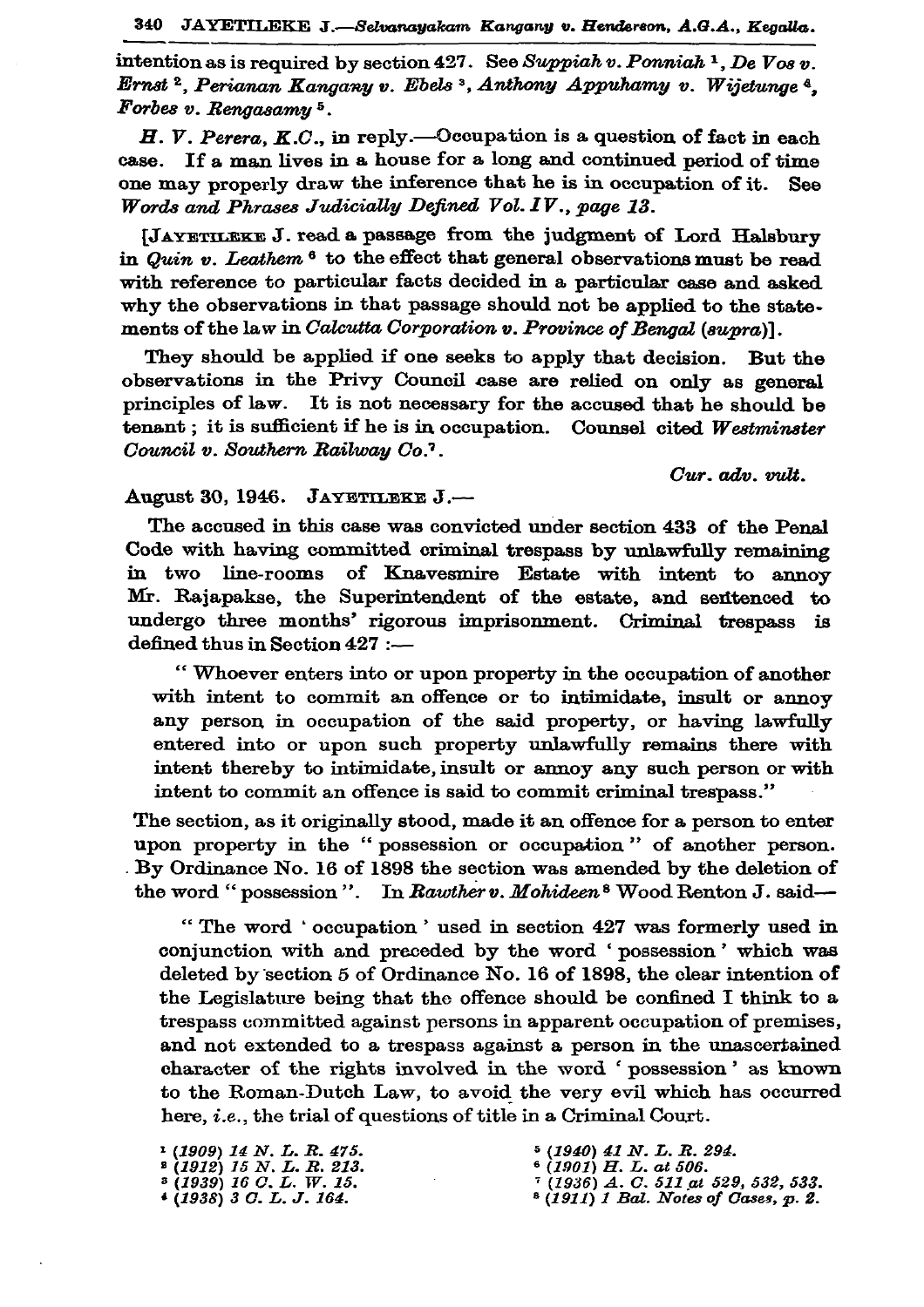intention as is required by section 427. See *Suppiah v. Ponniah* [1], *De Vos v. Ernst* [2], *Perianan Kangany v. Ebels* [3], *Anthony Appuhamy v. Wijetunge* [4], *Forbes v. Rengasamy* [5].

*H. V. Perera, K.C.*, in reply.—Occupation is a question of fact in each case. If a man lives in a house for a long and continued period of time one may properly draw the inference that he is in occupation of it. See *Words and Phrases Judicially Defined Vol. IV., page 13.*

[JAYETILEKE J. read a passage from the judgment of Lord Halsbury in *Quin v. Leathem* [6] to the effect that general observations must be read with reference to particular facts decided in a particular case and asked why the observations in that passage should not be applied to the statements of the law in *Calcutta Corporation v. Province of Bengal* (*supra*)].

They should be applied if one seeks to apply that decision. But the observations in the Privy Council case are relied on only as general principles of law. It is not necessary for the accused that he should be tenant; it is sufficient if he is in occupation. Counsel cited *Westminster Council v. Southern Railway Co.* [7].

*Cur. adv. vult.*

August 30, 1946. JAYETILEKE J.—

The accused in this case was convicted under section 433 of the Penal Code with having committed criminal trespass by unlawfully remaining in two line-rooms of Knavesmire Estate with intent to annoy Mr. Rajapakse, the Superintendent of the estate, and sentenced to undergo three months' rigorous imprisonment. Criminal trespass is defined thus in Section 427 :—

> " Whoever enters into or upon property in the occupation of another with intent to commit an offence or to intimidate, insult or annoy any person in occupation of the said property, or having lawfully entered into or upon such property unlawfully remains there with intent thereby to intimidate, insult or annoy any such person or with intent to commit an offence is said to commit criminal trespass."

The section, as it originally stood, made it an offence for a person to enter upon property in the " possession or occupation " of another person. By Ordinance No. 16 of 1898 the section was amended by the deletion of the word " possession ". In *Rawther v. Mohideen* [8] Wood Renton J. said—

> " The word ' occupation ' used in section 427 was formerly used in conjunction with and preceded by the word ' possession ' which was deleted by section 5 of Ordinance No. 16 of 1898, the clear intention of the Legislature being that the offence should be confined I think to a trespass committed against persons in apparent occupation of premises, and not extended to a trespass against a person in the unascertained character of the rights involved in the word ' possession ' as known to the Roman-Dutch Law, to avoid the very evil which has occurred here, *i.e.*, the trial of questions of title in a Criminal Court.

[1] *(1909) 14 N. L. R. 475.*
[2] *(1912) 15 N. L. R. 213.*
[3] *(1939) 16 C. L. W. 15.*
[4] *(1938) 3 C. L. J. 164.*
[5] *(1940) 41 N. L. R. 294.*
[6] *(1901) H. L. at 506.*
[7] *(1936) A. C. 511 at 529, 532, 533.*
[8] *(1911) 1 Bal. Notes of Cases, p. 2.*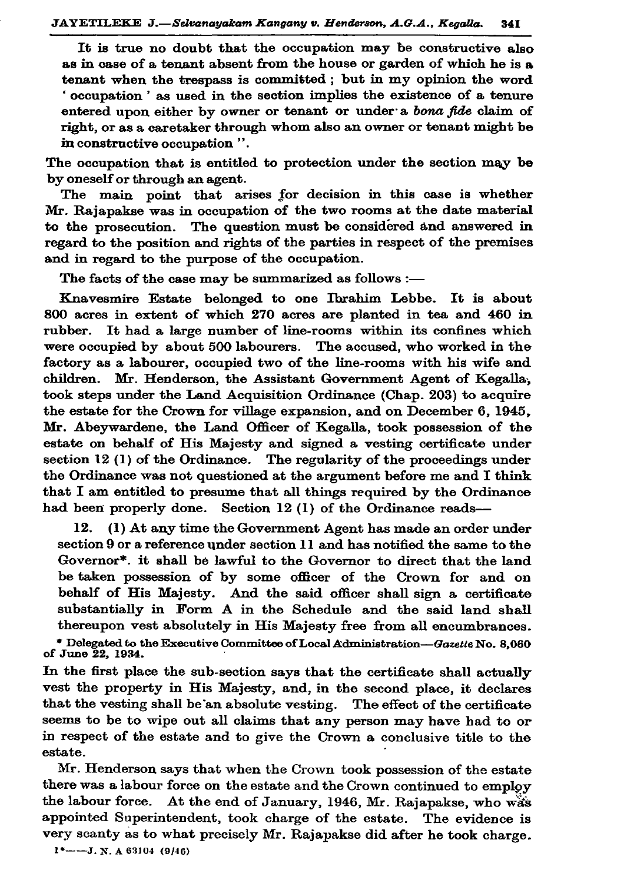It is true no doubt that the occupation may be constructive also as in case of a tenant absent from the house or garden of which he is a tenant when the trespass is committed ; but in my opinion the word ' occupation ' as used in the section implies the existence of a tenure entered upon either by owner or tenant or under a *bona fide* claim of right, or as a caretaker through whom also an owner or tenant might be in constructive occupation ".

The occupation that is entitled to protection under the section may be by oneself or through an agent.

The main point that arises for decision in this case is whether Mr. Rajapakse was in occupation of the two rooms at the date material to the prosecution. The question must be considered and answered in regard to the position and rights of the parties in respect of the premises and in regard to the purpose of the occupation.

The facts of the case may be summarized as follows :—

Knavesmire Estate belonged to one Ibrahim Lebbe. It is about 800 acres in extent of which 270 acres are planted in tea and 460 in rubber. It had a large number of line-rooms within its confines which were occupied by about 500 labourers. The accused, who worked in the factory as a labourer, occupied two of the line-rooms with his wife and children. Mr. Henderson, the Assistant Government Agent of Kegalla, took steps under the Land Acquisition Ordinance (Chap. 203) to acquire the estate for the Crown for village expansion, and on December 6, 1945, Mr. Abeywardene, the Land Officer of Kegalla, took possession of the estate on behalf of His Majesty and signed a vesting certificate under section 12 (1) of the Ordinance. The regularity of the proceedings under the Ordinance was not questioned at the argument before me and I think that I am entitled to presume that all things required by the Ordinance had been properly done. Section 12 (1) of the Ordinance reads—

> 12. (1) At any time the Government Agent has made an order under section 9 or a reference under section 11 and has notified the same to the Governor*. it shall be lawful to the Governor to direct that the land be taken possession of by some officer of the Crown for and on behalf of His Majesty. And the said officer shall sign a certificate substantially in Form A in the Schedule and the said land shall thereupon vest absolutely in His Majesty free from all encumbrances.

\* Delegated to the Executive Committee of Local Administration—*Gazette* No. 8,060 of June 22, 1934.

In the first place the sub-section says that the certificate shall actually vest the property in His Majesty, and, in the second place, it declares that the vesting shall be an absolute vesting. The effect of the certificate seems to be to wipe out all claims that any person may have had to or in respect of the estate and to give the Crown a conclusive title to the estate.

Mr. Henderson says that when the Crown took possession of the estate there was a labour force on the estate and the Crown continued to employ the labour force. At the end of January, 1946, Mr. Rajapakse, who was appointed Superintendent, took charge of the estate. The evidence is very scanty as to what precisely Mr. Rajapakse did after he took charge.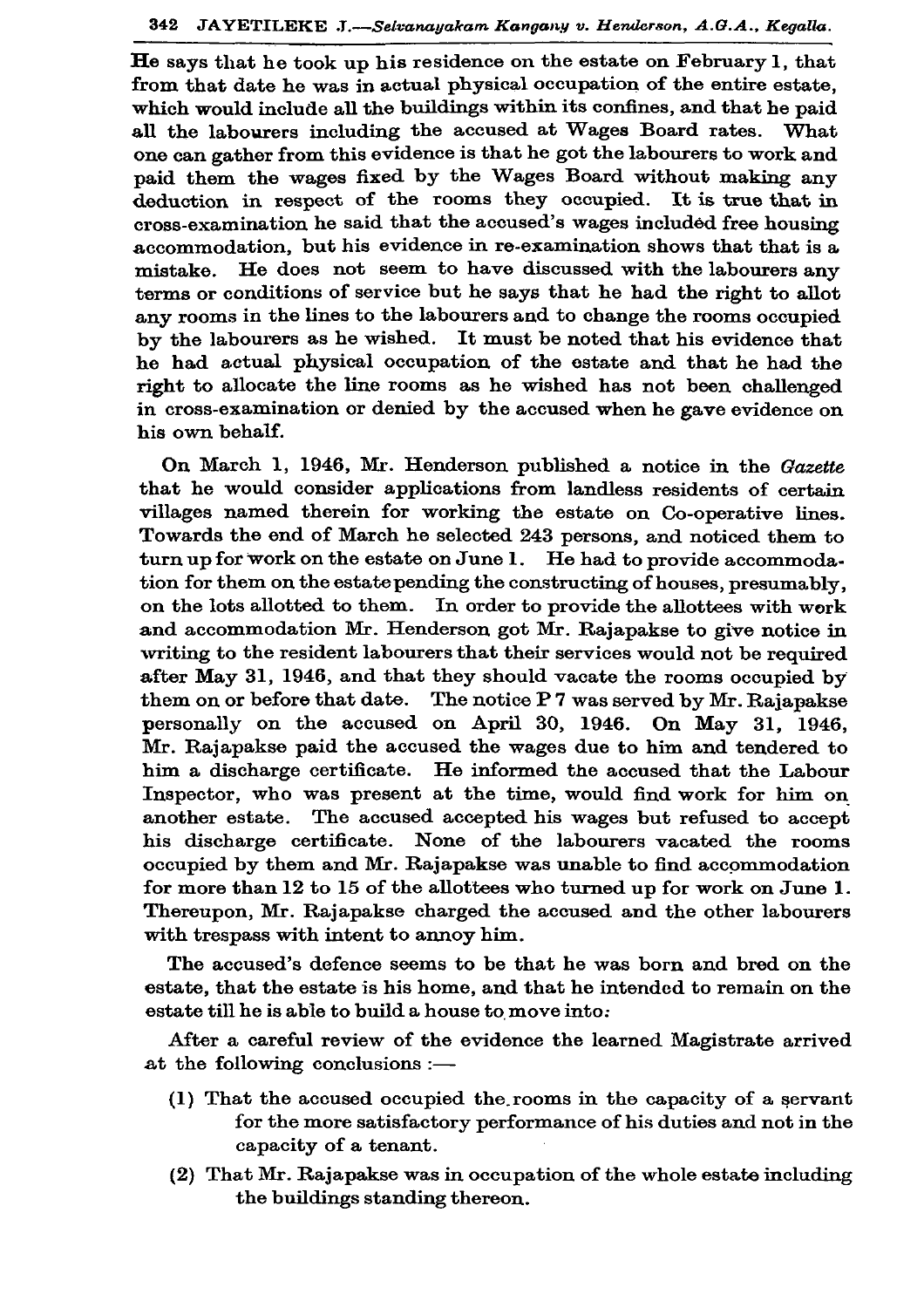He says that he took up his residence on the estate on February 1, that from that date he was in actual physical occupation of the entire estate, which would include all the buildings within its confines, and that he paid all the labourers including the accused at Wages Board rates. What one can gather from this evidence is that he got the labourers to work and paid them the wages fixed by the Wages Board without making any deduction in respect of the rooms they occupied. It is true that in cross-examination he said that the accused's wages included free housing accommodation, but his evidence in re-examination shows that that is a mistake. He does not seem to have discussed with the labourers any terms or conditions of service but he says that he had the right to allot any rooms in the lines to the labourers and to change the rooms occupied by the labourers as he wished. It must be noted that his evidence that he had actual physical occupation of the estate and that he had the right to allocate the line rooms as he wished has not been challenged in cross-examination or denied by the accused when he gave evidence on his own behalf.

On March 1, 1946, Mr. Henderson published a notice in the *Gazette* that he would consider applications from landless residents of certain villages named therein for working the estate on Co-operative lines. Towards the end of March he selected 243 persons, and noticed them to turn up for work on the estate on June 1. He had to provide accommodation for them on the estate pending the constructing of houses, presumably, on the lots allotted to them. In order to provide the allottees with work and accommodation Mr. Henderson got Mr. Rajapakse to give notice in writing to the resident labourers that their services would not be required after May 31, 1946, and that they should vacate the rooms occupied by them on or before that date. The notice P 7 was served by Mr. Rajapakse personally on the accused on April 30, 1946. On May 31, 1946, Mr. Rajapakse paid the accused the wages due to him and tendered to him a discharge certificate. He informed the accused that the Labour Inspector, who was present at the time, would find work for him on another estate. The accused accepted his wages but refused to accept his discharge certificate. None of the labourers vacated the rooms occupied by them and Mr. Rajapakse was unable to find accommodation for more than 12 to 15 of the allottees who turned up for work on June 1. Thereupon, Mr. Rajapakse charged the accused and the other labourers with trespass with intent to annoy him.

The accused's defence seems to be that he was born and bred on the estate, that the estate is his home, and that he intended to remain on the estate till he is able to build a house to move into:

After a careful review of the evidence the learned Magistrate arrived at the following conclusions :—

(1) That the accused occupied the rooms in the capacity of a servant for the more satisfactory performance of his duties and not in the capacity of a tenant.

(2) That Mr. Rajapakse was in occupation of the whole estate including the buildings standing thereon.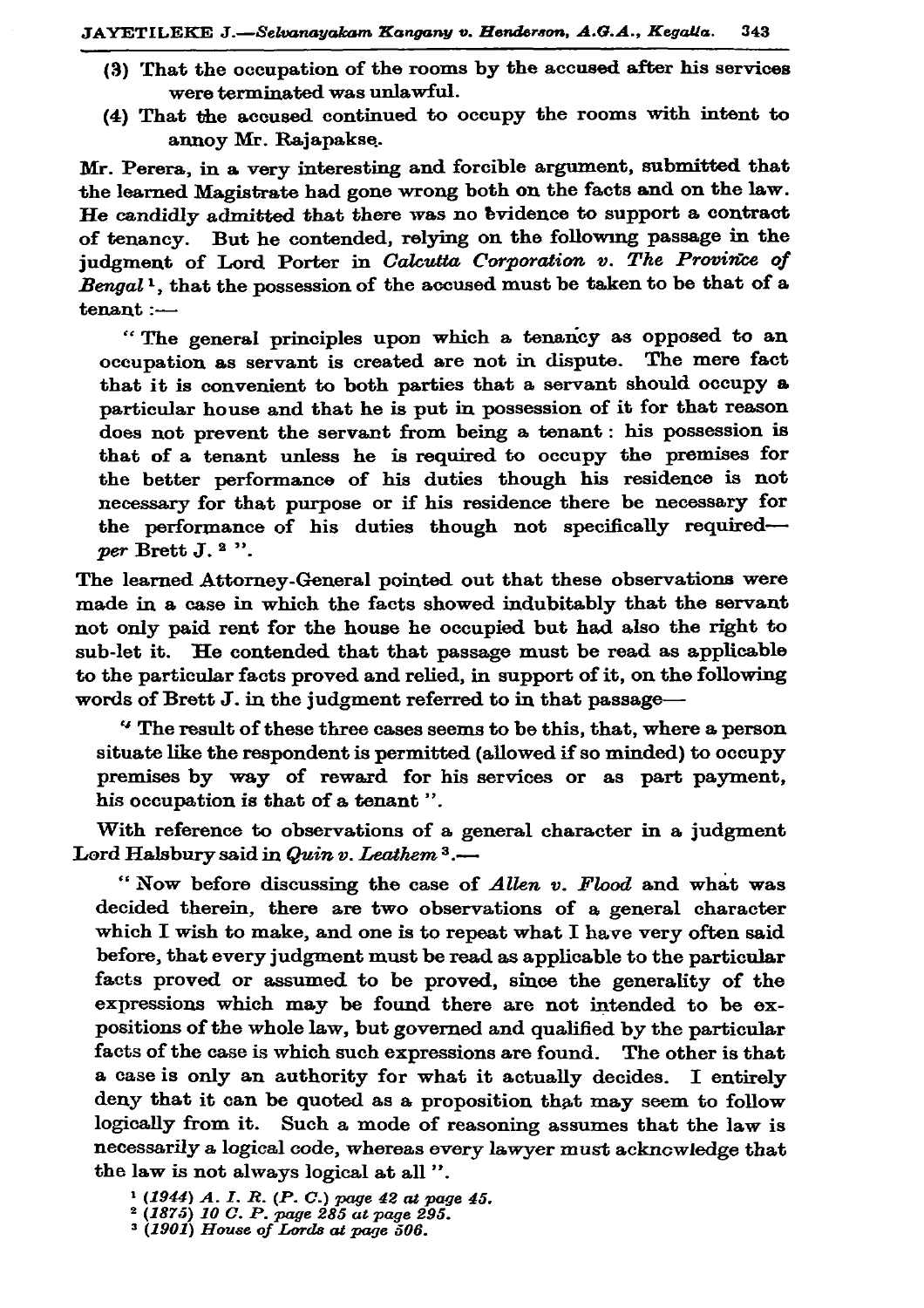(3) That the occupation of the rooms by the accused after his services were terminated was unlawful.

(4) That the accused continued to occupy the rooms with intent to annoy Mr. Rajapakse.

Mr. Perera, in a very interesting and forcible argument, submitted that the learned Magistrate had gone wrong both on the facts and on the law. He candidly admitted that there was no evidence to support a contract of tenancy. But he contended, relying on the following passage in the judgment of Lord Porter in *Calcutta Corporation v. The Province of Bengal* [1], that the possession of the accused must be taken to be that of a tenant :—

> " The general principles upon which a tenancy as opposed to an occupation as servant is created are not in dispute. The mere fact that it is convenient to both parties that a servant should occupy a particular house and that he is put in possession of it for that reason does not prevent the servant from being a tenant : his possession is that of a tenant unless he is required to occupy the premises for the better performance of his duties though his residence is not necessary for that purpose or if his residence there be necessary for the performance of his duties though not specifically required—*per* Brett J. [2] ".

The learned Attorney-General pointed out that these observations were made in a case in which the facts showed indubitably that the servant not only paid rent for the house he occupied but had also the right to sub-let it. He contended that that passage must be read as applicable to the particular facts proved and relied, in support of it, on the following words of Brett J. in the judgment referred to in that passage—

> " The result of these three cases seems to be this, that, where a person situate like the respondent is permitted (allowed if so minded) to occupy premises by way of reward for his services or as part payment, his occupation is that of a tenant ".

With reference to observations of a general character in a judgment Lord Halsbury said in *Quin v. Leathem* [3].—

> " Now before discussing the case of *Allen v. Flood* and what was decided therein, there are two observations of a general character which I wish to make, and one is to repeat what I have very often said before, that every judgment must be read as applicable to the particular facts proved or assumed to be proved, since the generality of the expressions which may be found there are not intended to be expositions of the whole law, but governed and qualified by the particular facts of the case is which such expressions are found. The other is that a case is only an authority for what it actually decides. I entirely deny that it can be quoted as a proposition that may seem to follow logically from it. Such a mode of reasoning assumes that the law is necessarily a logical code, whereas every lawyer must acknowledge that the law is not always logical at all ".

[1] *(1944) A. I. R. (P. C.) page 42 at page 45.*

[2] *(1875) 10 C. P. page 285 at page 295.*

[3] *(1901) House of Lords at page 506.*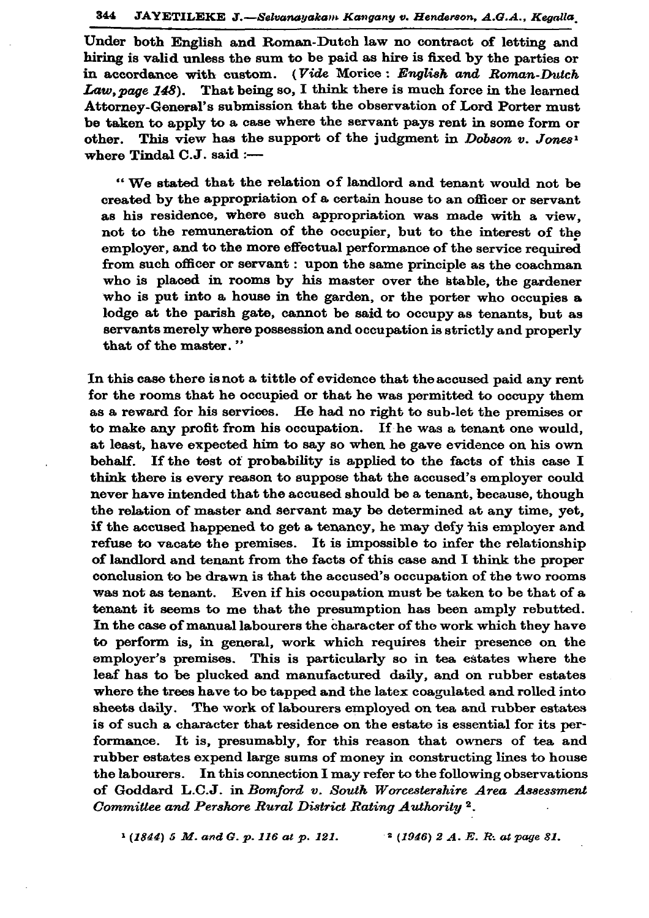Under both English and Roman-Dutch law no contract of letting and hiring is valid unless the sum to be paid as hire is fixed by the parties or in accordance with custom. (*Vide* Morice : *English and Roman-Dutch Law, page 148*). That being so, I think there is much force in the learned Attorney-General's submission that the observation of Lord Porter must be taken to apply to a case where the servant pays rent in some form or other. This view has the support of the judgment in *Dobson v. Jones*[1] where Tindal C.J. said :—

> " We stated that the relation of landlord and tenant would not be created by the appropriation of a certain house to an officer or servant as his residence, where such appropriation was made with a view, not to the remuneration of the occupier, but to the interest of the employer, and to the more effectual performance of the service required from such officer or servant : upon the same principle as the coachman who is placed in rooms by his master over the stable, the gardener who is put into a house in the garden, or the porter who occupies a lodge at the parish gate, cannot be said to occupy as tenants, but as servants merely where possession and occupation is strictly and properly that of the master. "

In this case there is not a tittle of evidence that the accused paid any rent for the rooms that he occupied or that he was permitted to occupy them as a reward for his services. He had no right to sub-let the premises or to make any profit from his occupation. If he was a tenant one would, at least, have expected him to say so when he gave evidence on his own behalf. If the test of probability is applied to the facts of this case I think there is every reason to suppose that the accused's employer could never have intended that the accused should be a tenant, because, though the relation of master and servant may be determined at any time, yet, if the accused happened to get a tenancy, he may defy his employer and refuse to vacate the premises. It is impossible to infer the relationship of landlord and tenant from the facts of this case and I think the proper conclusion to be drawn is that the accused's occupation of the two rooms was not as tenant. Even if his occupation must be taken to be that of a tenant it seems to me that the presumption has been amply rebutted. In the case of manual labourers the character of the work which they have to perform is, in general, work which requires their presence on the employer's premises. This is particularly so in tea estates where the leaf has to be plucked and manufactured daily, and on rubber estates where the trees have to be tapped and the latex coagulated and rolled into sheets daily. The work of labourers employed on tea and rubber estates is of such a character that residence on the estate is essential for its performance. It is, presumably, for this reason that owners of tea and rubber estates expend large sums of money in constructing lines to house the labourers. In this connection I may refer to the following observations of Goddard L.C.J. in *Bomford v. South Worcestershire Area Assessment Committee and Pershore Rural District Rating Authority*[2].

[1] *(1844) 5 M. and G. p. 116 at p. 121.*

[2] *(1946) 2 A. E. R. at page 81.*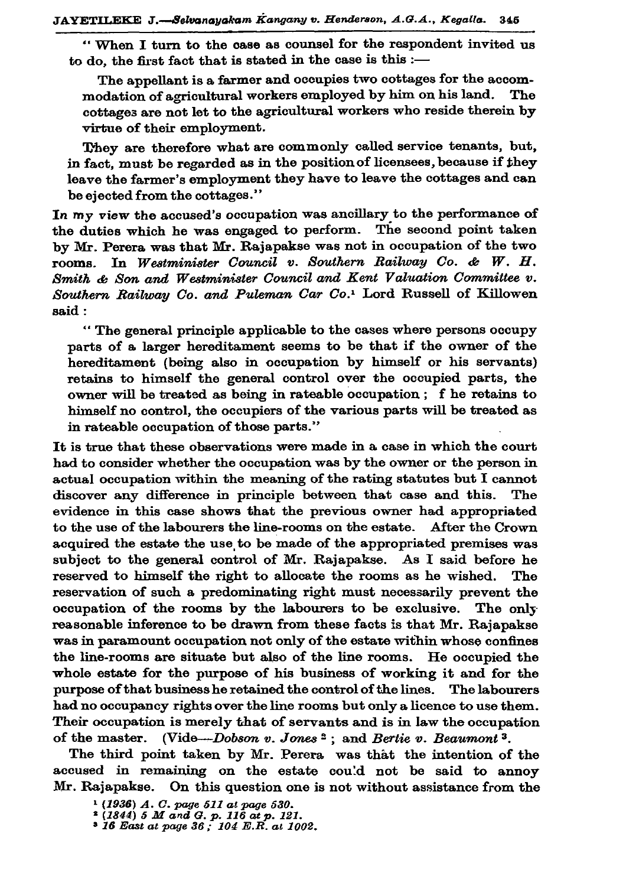" When I turn to the case as counsel for the respondent invited us to do, the first fact that is stated in the case is this :—

> The appellant is a farmer and occupies two cottages for the accommodation of agricultural workers employed by him on his land. The cottages are not let to the agricultural workers who reside therein by virtue of their employment.
>
> They are therefore what are commonly called service tenants, but, in fact, must be regarded as in the position of licensees, because if they leave the farmer's employment they have to leave the cottages and can be ejected from the cottages."

In my view the accused's occupation was ancillary to the performance of the duties which he was engaged to perform. The second point taken by Mr. Perera was that Mr. Rajapakse was not in occupation of the two rooms. In *Westmnister Council v. Southern Railway Co. & W. H. Smith & Son and Westminister Council and Kent Valuation Committee v. Southern Railway Co. and Puleman Car Co.*[1] Lord Russell of Killowen said :

> " The general principle applicable to the cases where persons occupy parts of a larger hereditament seems to be that if the owner of the hereditament (being also in occupation by himself or his servants) retains to himself the general control over the occupied parts, the owner will be treated as being in rateable occupation ; f he retains to himself no control, the occupiers of the various parts will be treated as in rateable occupation of those parts."

It is true that these observations were made in a case in which the court had to consider whether the occupation was by the owner or the person in actual occupation within the meaning of the rating statutes but I cannot discover any difference in principle between that case and this. The evidence in this case shows that the previous owner had appropriated to the use of the labourers the line-rooms on the estate. After the Crown acquired the estate the use to be made of the appropriated premises was subject to the general control of Mr. Rajapakse. As I said before he reserved to himself the right to allocate the rooms as he wished. The reservation of such a predominating right must necessarily prevent the occupation of the rooms by the labourers to be exclusive. The only reasonable inference to be drawn from these facts is that Mr. Rajapakse was in paramount occupation not only of the estate within whose confines the line-rooms are situate but also of the line rooms. He occupied the whole estate for the purpose of his business of working it and for the purpose of that business he retained the control of the lines. The labourers had no occupancy rights over the line rooms but only a licence to use them. Their occupation is merely that of servants and is in law the occupation of the master. (Vide—*Dobson v. Jones*[2] ; and *Bertie v. Beaumont*[3].

The third point taken by Mr. Perera was that the intention of the accused in remaining on the estate could not be said to annoy Mr. Rajapakse. On this question one is not without assistance from the

[1] *(1936) A. C. page 511 at page 530.*
[2] *(1844) 5 M and G. p. 116 at p. 121.*
[3] *16 East at page 36 ; 104 E.R. at 1002.*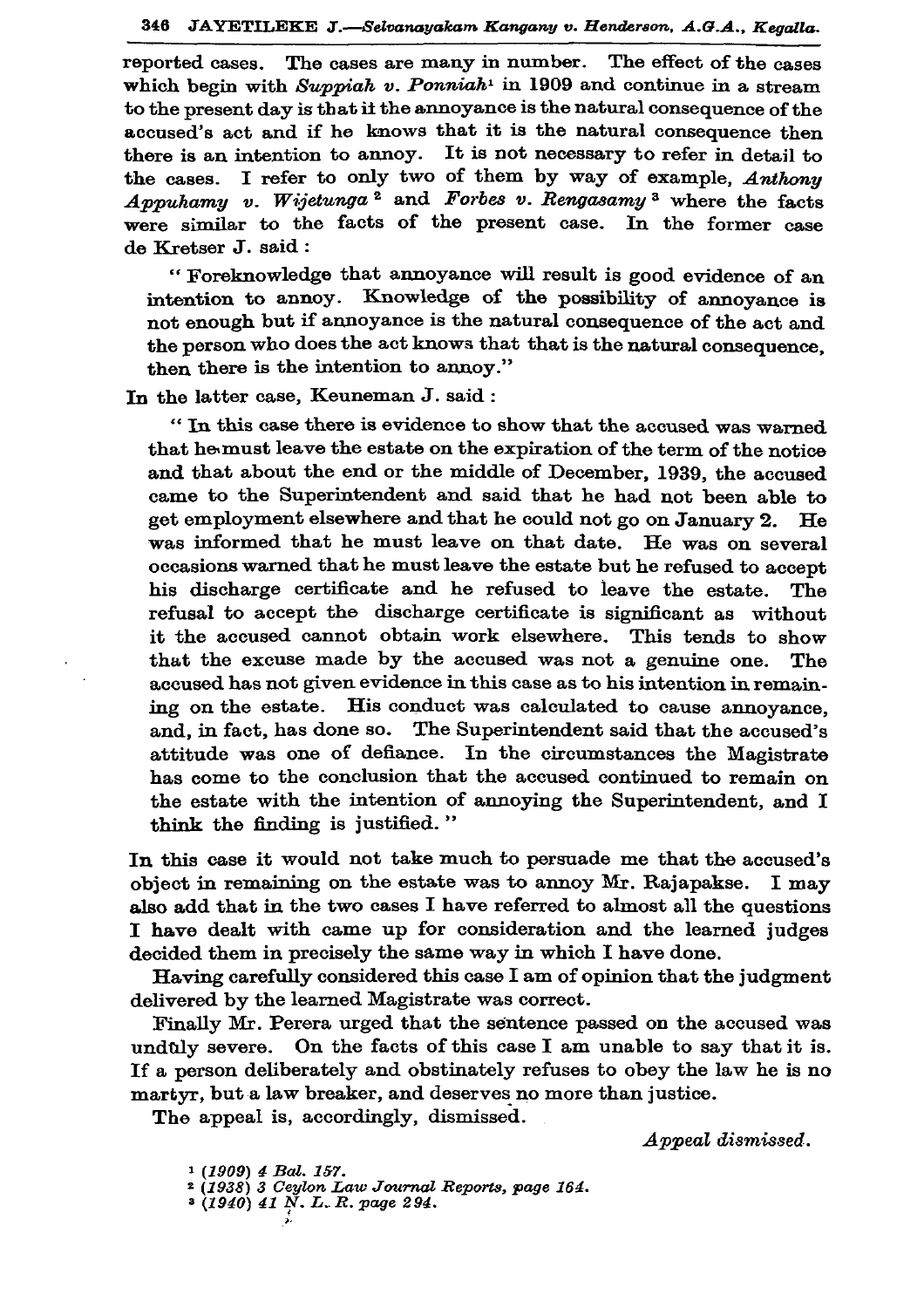reported cases. The cases are many in number. The effect of the cases which begin with *Suppiah v. Ponniah*[1] in 1909 and continue in a stream to the present day is that if the annoyance is the natural consequence of the accused's act and if he knows that it is the natural consequence then there is an intention to annoy. It is not necessary to refer in detail to the cases. I refer to only two of them by way of example, *Anthony Appuhamy v. Wijetunga*[2] and *Forbes v. Rengasamy*[3] where the facts were similar to the facts of the present case. In the former case de Kretser J. said :

> " Foreknowledge that annoyance will result is good evidence of an intention to annoy. Knowledge of the possibility of annoyance is not enough but if annoyance is the natural consequence of the act and the person who does the act knows that that is the natural consequence, then there is the intention to annoy."

In the latter case, Keuneman J. said :

> " In this case there is evidence to show that the accused was warned that he must leave the estate on the expiration of the term of the notice and that about the end or the middle of December, 1939, the accused came to the Superintendent and said that he had not been able to get employment elsewhere and that he could not go on January 2. He was informed that he must leave on that date. He was on several occasions warned that he must leave the estate but he refused to accept his discharge certificate and he refused to leave the estate. The refusal to accept the discharge certificate is significant as without it the accused cannot obtain work elsewhere. This tends to show that the excuse made by the accused was not a genuine one. The accused has not given evidence in this case as to his intention in remaining on the estate. His conduct was calculated to cause annoyance, and, in fact, has done so. The Superintendent said that the accused's attitude was one of defiance. In the circumstances the Magistrate has come to the conclusion that the accused continued to remain on the estate with the intention of annoying the Superintendent, and I think the finding is justified. "

In this case it would not take much to persuade me that the accused's object in remaining on the estate was to annoy Mr. Rajapakse. I may also add that in the two cases I have referred to almost all the questions I have dealt with came up for consideration and the learned judges decided them in precisely the same way in which I have done.

Having carefully considered this case I am of opinion that the judgment delivered by the learned Magistrate was correct.

Finally Mr. Perera urged that the sentence passed on the accused was unduly severe. On the facts of this case I am unable to say that it is. If a person deliberately and obstinately refuses to obey the law he is no martyr, but a law breaker, and deserves no more than justice.

The appeal is, accordingly, dismissed.

*Appeal dismissed.*

[1] *(1909) 4 Bal. 157.*
[2] *(1938) 3 Ceylon Law Journal Reports, page 164.*
[3] *(1940) 41 N. L. R. page 294.*